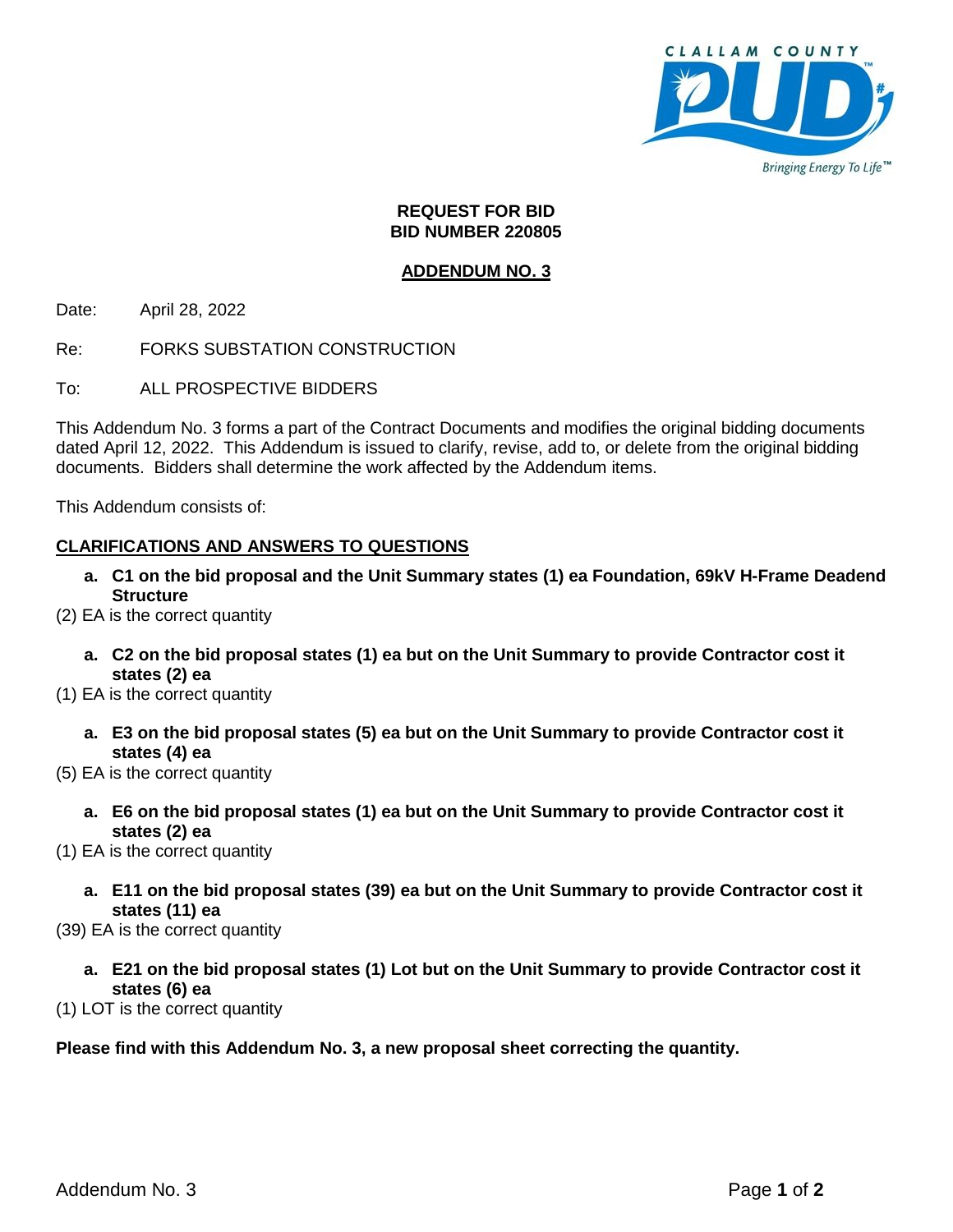**REQUEST FOR BID**
**BID NUMBER 220805**

**ADDENDUM NO. 3**

Date: April 28, 2022

Re: FORKS SUBSTATION CONSTRUCTION

To: ALL PROSPECTIVE BIDDERS

This Addendum No. 3 forms a part of the Contract Documents and modifies the original bidding documents dated April 12, 2022. This Addendum is issued to clarify, revise, add to, or delete from the original bidding documents. Bidders shall determine the work affected by the Addendum items.

This Addendum consists of:

**CLARIFICATIONS AND ANSWERS TO QUESTIONS**

a. **C1 on the bid proposal and the Unit Summary states (1) ea Foundation, 69kV H-Frame Deadend Structure**

(2) EA is the correct quantity

a. **C2 on the bid proposal states (1) ea but on the Unit Summary to provide Contractor cost it states (2) ea**

(1) EA is the correct quantity

a. **E3 on the bid proposal states (5) ea but on the Unit Summary to provide Contractor cost it states (4) ea**

(5) EA is the correct quantity

a. **E6 on the bid proposal states (1) ea but on the Unit Summary to provide Contractor cost it states (2) ea**

(1) EA is the correct quantity

a. **E11 on the bid proposal states (39) ea but on the Unit Summary to provide Contractor cost it states (11) ea**

(39) EA is the correct quantity

a. **E21 on the bid proposal states (1) Lot but on the Unit Summary to provide Contractor cost it states (6) ea**

(1) LOT is the correct quantity

**Please find with this Addendum No. 3, a new proposal sheet correcting the quantity.**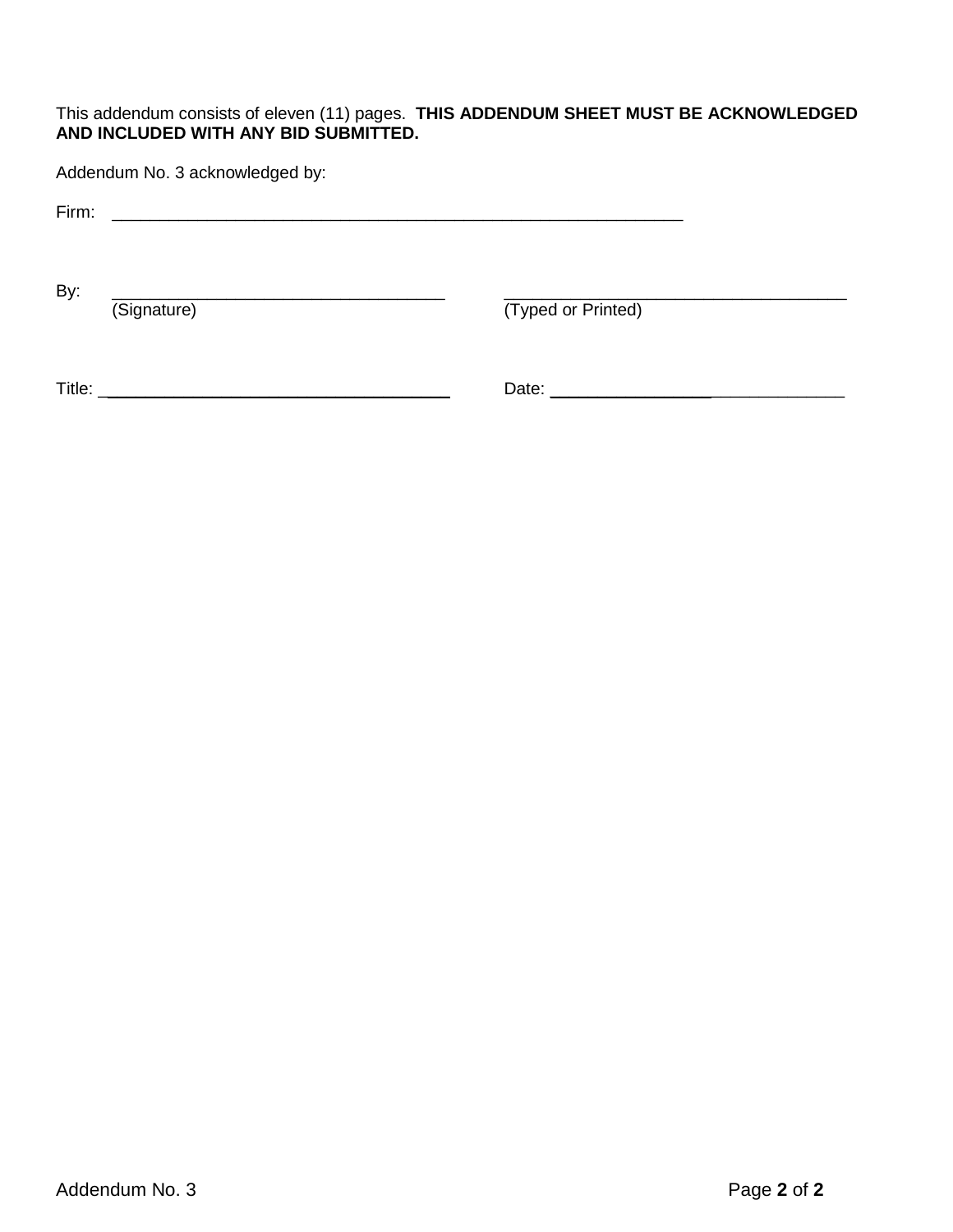This addendum consists of eleven (11) pages. **THIS ADDENDUM SHEET MUST BE ACKNOWLEDGED AND INCLUDED WITH ANY BID SUBMITTED.**

Addendum No. 3 acknowledged by:

Firm: ______________________________________________________________

By: ____________________________________ ______________________________________
(Signature) (Typed or Printed)

Title: ____________________________________ Date: ________________________________